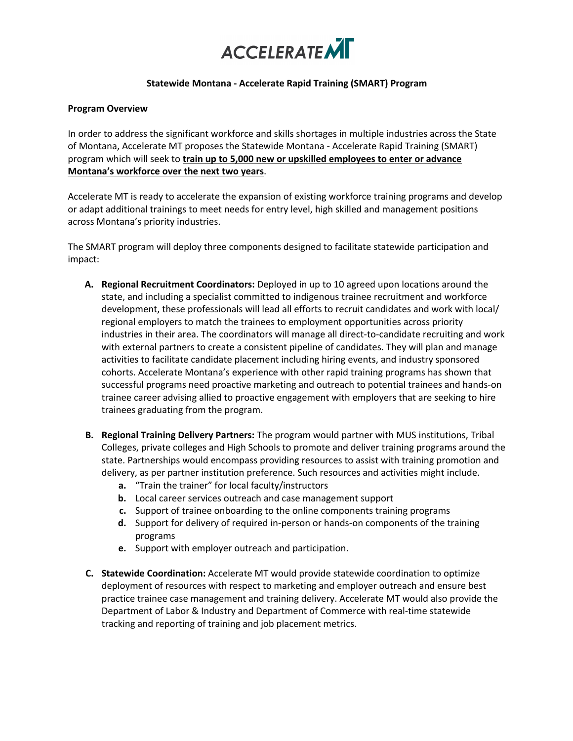**Statewide Montana - Accelerate Rapid Training (SMART) Program**

**Program Overview**

In order to address the significant workforce and skills shortages in multiple industries across the State of Montana, Accelerate MT proposes the Statewide Montana - Accelerate Rapid Training (SMART) program which will seek to **train up to 5,000 new or upskilled employees to enter or advance Montana's workforce over the next two years**.

Accelerate MT is ready to accelerate the expansion of existing workforce training programs and develop or adapt additional trainings to meet needs for entry level, high skilled and management positions across Montana's priority industries.

The SMART program will deploy three components designed to facilitate statewide participation and impact:

A. **Regional Recruitment Coordinators:** Deployed in up to 10 agreed upon locations around the state, and including a specialist committed to indigenous trainee recruitment and workforce development, these professionals will lead all efforts to recruit candidates and work with local/ regional employers to match the trainees to employment opportunities across priority industries in their area. The coordinators will manage all direct-to-candidate recruiting and work with external partners to create a consistent pipeline of candidates. They will plan and manage activities to facilitate candidate placement including hiring events, and industry sponsored cohorts. Accelerate Montana's experience with other rapid training programs has shown that successful programs need proactive marketing and outreach to potential trainees and hands-on trainee career advising allied to proactive engagement with employers that are seeking to hire trainees graduating from the program.

B. **Regional Training Delivery Partners:** The program would partner with MUS institutions, Tribal Colleges, private colleges and High Schools to promote and deliver training programs around the state. Partnerships would encompass providing resources to assist with training promotion and delivery, as per partner institution preference. Such resources and activities might include.
   a. "Train the trainer" for local faculty/instructors
   b. Local career services outreach and case management support
   c. Support of trainee onboarding to the online components training programs
   d. Support for delivery of required in-person or hands-on components of the training programs
   e. Support with employer outreach and participation.

C. **Statewide Coordination:** Accelerate MT would provide statewide coordination to optimize deployment of resources with respect to marketing and employer outreach and ensure best practice trainee case management and training delivery. Accelerate MT would also provide the Department of Labor & Industry and Department of Commerce with real-time statewide tracking and reporting of training and job placement metrics.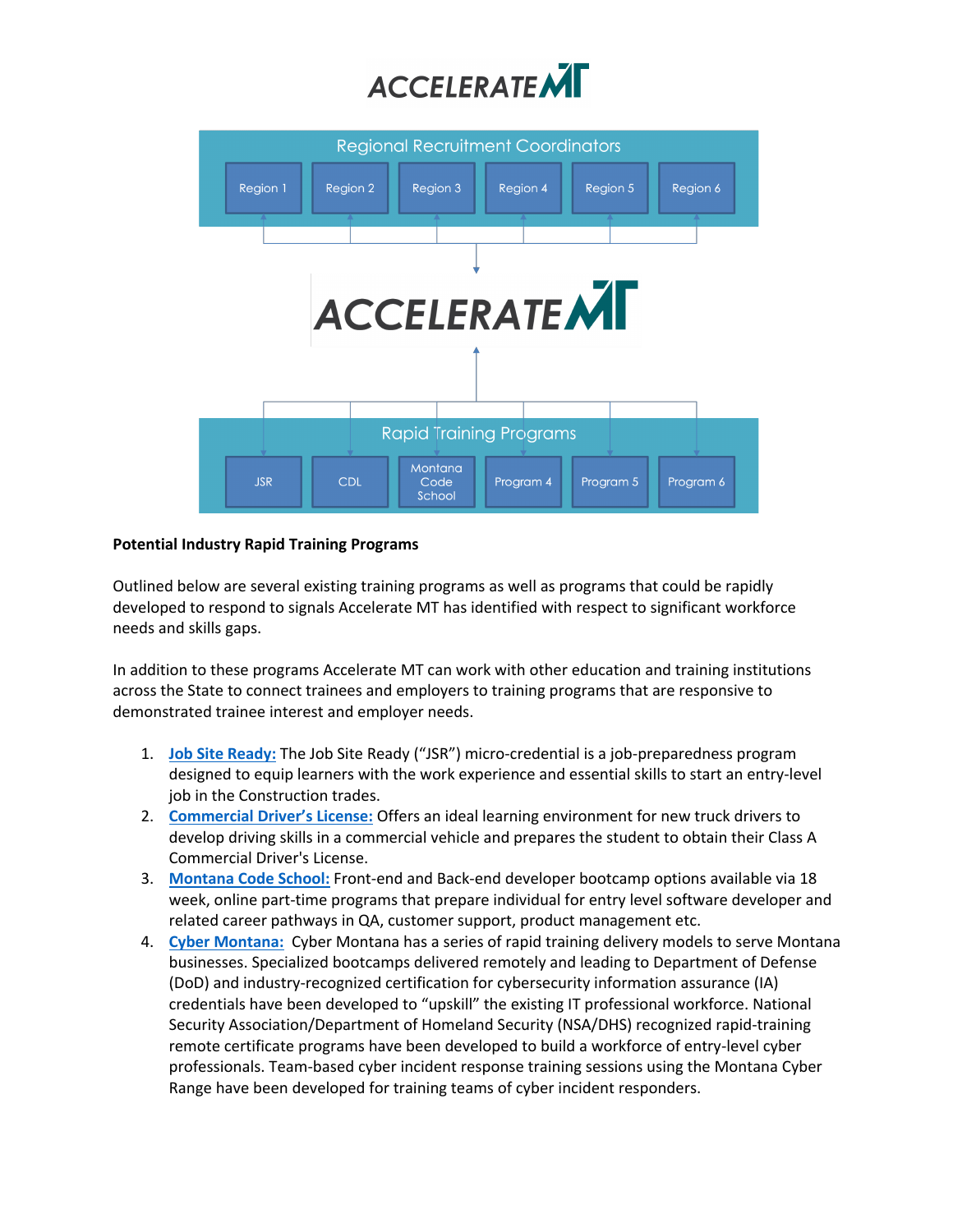ACCELERATE MT

Regional Recruitment Coordinators

Region 1 | Region 2 | Region 3 | Region 4 | Region 5 | Region 6

ACCELERATE MT

Rapid Training Programs

JSR | CDL | Montana Code School | Program 4 | Program 5 | Program 6

**Potential Industry Rapid Training Programs**

Outlined below are several existing training programs as well as programs that could be rapidly developed to respond to signals Accelerate MT has identified with respect to significant workforce needs and skills gaps.

In addition to these programs Accelerate MT can work with other education and training institutions across the State to connect trainees and employers to training programs that are responsive to demonstrated trainee interest and employer needs.

1. **Job Site Ready:** The Job Site Ready ("JSR") micro-credential is a job-preparedness program designed to equip learners with the work experience and essential skills to start an entry-level job in the Construction trades.
2. **Commercial Driver's License:** Offers an ideal learning environment for new truck drivers to develop driving skills in a commercial vehicle and prepares the student to obtain their Class A Commercial Driver's License.
3. **Montana Code School:** Front-end and Back-end developer bootcamp options available via 18 week, online part-time programs that prepare individual for entry level software developer and related career pathways in QA, customer support, product management etc.
4. **Cyber Montana:** Cyber Montana has a series of rapid training delivery models to serve Montana businesses. Specialized bootcamps delivered remotely and leading to Department of Defense (DoD) and industry-recognized certification for cybersecurity information assurance (IA) credentials have been developed to "upskill" the existing IT professional workforce. National Security Association/Department of Homeland Security (NSA/DHS) recognized rapid-training remote certificate programs have been developed to build a workforce of entry-level cyber professionals. Team-based cyber incident response training sessions using the Montana Cyber Range have been developed for training teams of cyber incident responders.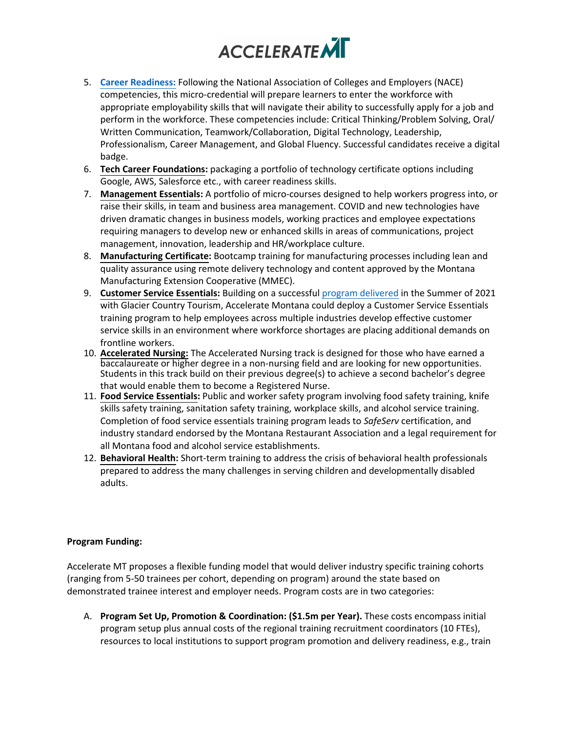5. **Career Readiness:** Following the National Association of Colleges and Employers (NACE) competencies, this micro-credential will prepare learners to enter the workforce with appropriate employability skills that will navigate their ability to successfully apply for a job and perform in the workforce. These competencies include: Critical Thinking/Problem Solving, Oral/ Written Communication, Teamwork/Collaboration, Digital Technology, Leadership, Professionalism, Career Management, and Global Fluency. Successful candidates receive a digital badge.
6. **Tech Career Foundations:** packaging a portfolio of technology certificate options including Google, AWS, Salesforce etc., with career readiness skills.
7. **Management Essentials:** A portfolio of micro-courses designed to help workers progress into, or raise their skills, in team and business area management. COVID and new technologies have driven dramatic changes in business models, working practices and employee expectations requiring managers to develop new or enhanced skills in areas of communications, project management, innovation, leadership and HR/workplace culture.
8. **Manufacturing Certificate:** Bootcamp training for manufacturing processes including lean and quality assurance using remote delivery technology and content approved by the Montana Manufacturing Extension Cooperative (MMEC).
9. **Customer Service Essentials:** Building on a successful program delivered in the Summer of 2021 with Glacier Country Tourism, Accelerate Montana could deploy a Customer Service Essentials training program to help employees across multiple industries develop effective customer service skills in an environment where workforce shortages are placing additional demands on frontline workers.
10. **Accelerated Nursing:** The Accelerated Nursing track is designed for those who have earned a baccalaureate or higher degree in a non-nursing field and are looking for new opportunities. Students in this track build on their previous degree(s) to achieve a second bachelor's degree that would enable them to become a Registered Nurse.
11. **Food Service Essentials:** Public and worker safety program involving food safety training, knife skills safety training, sanitation safety training, workplace skills, and alcohol service training. Completion of food service essentials training program leads to *SafeServ* certification, and industry standard endorsed by the Montana Restaurant Association and a legal requirement for all Montana food and alcohol service establishments.
12. **Behavioral Health:** Short-term training to address the crisis of behavioral health professionals prepared to address the many challenges in serving children and developmentally disabled adults.

**Program Funding:**

Accelerate MT proposes a flexible funding model that would deliver industry specific training cohorts (ranging from 5-50 trainees per cohort, depending on program) around the state based on demonstrated trainee interest and employer needs. Program costs are in two categories:

A. **Program Set Up, Promotion & Coordination: ($1.5m per Year).** These costs encompass initial program setup plus annual costs of the regional training recruitment coordinators (10 FTEs), resources to local institutions to support program promotion and delivery readiness, e.g., train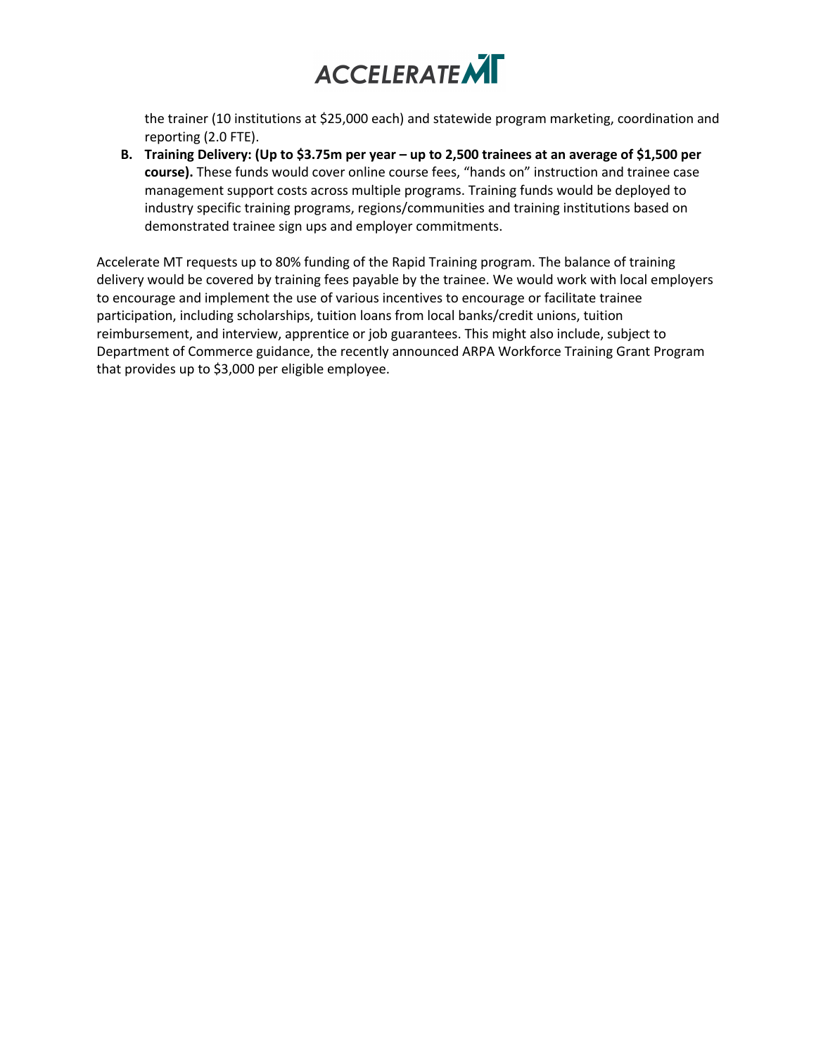the trainer (10 institutions at $25,000 each) and statewide program marketing, coordination and reporting (2.0 FTE).

B. **Training Delivery: (Up to $3.75m per year – up to 2,500 trainees at an average of $1,500 per course).** These funds would cover online course fees, "hands on" instruction and trainee case management support costs across multiple programs. Training funds would be deployed to industry specific training programs, regions/communities and training institutions based on demonstrated trainee sign ups and employer commitments.

Accelerate MT requests up to 80% funding of the Rapid Training program. The balance of training delivery would be covered by training fees payable by the trainee. We would work with local employers to encourage and implement the use of various incentives to encourage or facilitate trainee participation, including scholarships, tuition loans from local banks/credit unions, tuition reimbursement, and interview, apprentice or job guarantees. This might also include, subject to Department of Commerce guidance, the recently announced ARPA Workforce Training Grant Program that provides up to $3,000 per eligible employee.